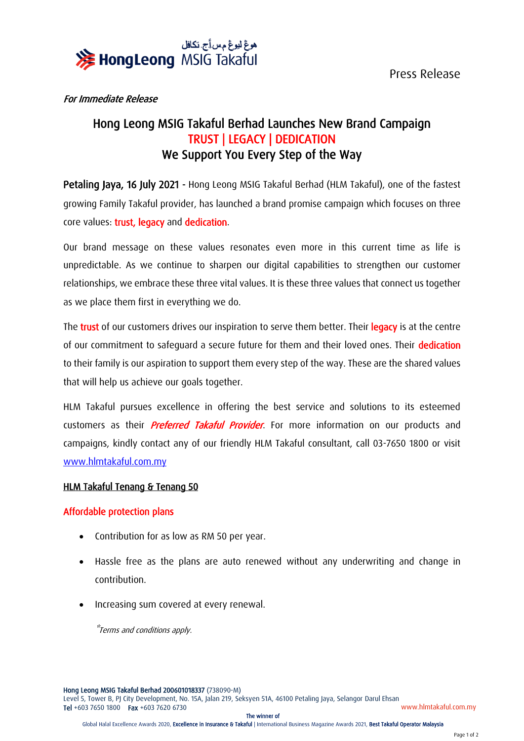Press Release

*For Immediate Release*

# Hong Leong MSIG Takaful Berhad Launches New Brand Campaign
## TRUST | LEGACY | DEDICATION
## We Support You Every Step of the Way

**Petaling Jaya, 16 July 2021** - Hong Leong MSIG Takaful Berhad (HLM Takaful), one of the fastest growing Family Takaful provider, has launched a brand promise campaign which focuses on three core values: **trust, legacy** and **dedication**.

Our brand message on these values resonates even more in this current time as life is unpredictable. As we continue to sharpen our digital capabilities to strengthen our customer relationships, we embrace these three vital values. It is these three values that connect us together as we place them first in everything we do.

The **trust** of our customers drives our inspiration to serve them better. Their **legacy** is at the centre of our commitment to safeguard a secure future for them and their loved ones. Their **dedication** to their family is our aspiration to support them every step of the way. These are the shared values that will help us achieve our goals together.

HLM Takaful pursues excellence in offering the best service and solutions to its esteemed customers as their ***Preferred Takaful Provider***. For more information on our products and campaigns, kindly contact any of our friendly HLM Takaful consultant, call 03-7650 1800 or visit www.hlmtakaful.com.my

### HLM Takaful Tenang & Tenang 50

**Affordable protection plans**

- Contribution for as low as RM 50 per year.
- Hassle free as the plans are auto renewed without any underwriting and change in contribution.
- Increasing sum covered at every renewal.

*\*Terms and conditions apply.*

**Hong Leong MSIG Takaful Berhad 200601018337** (738090-M)
Level 5, Tower B, PJ City Development, No. 15A, Jalan 219, Seksyen 51A, 46100 Petaling Jaya, Selangor Darul Ehsan
**Tel** +603 7650 1800 **Fax** +603 7620 6730 www.hlmtakaful.com.my

The winner of
Global Halal Excellence Awards 2020, **Excellence in Insurance & Takaful** | International Business Magazine Awards 2021, **Best Takaful Operator Malaysia**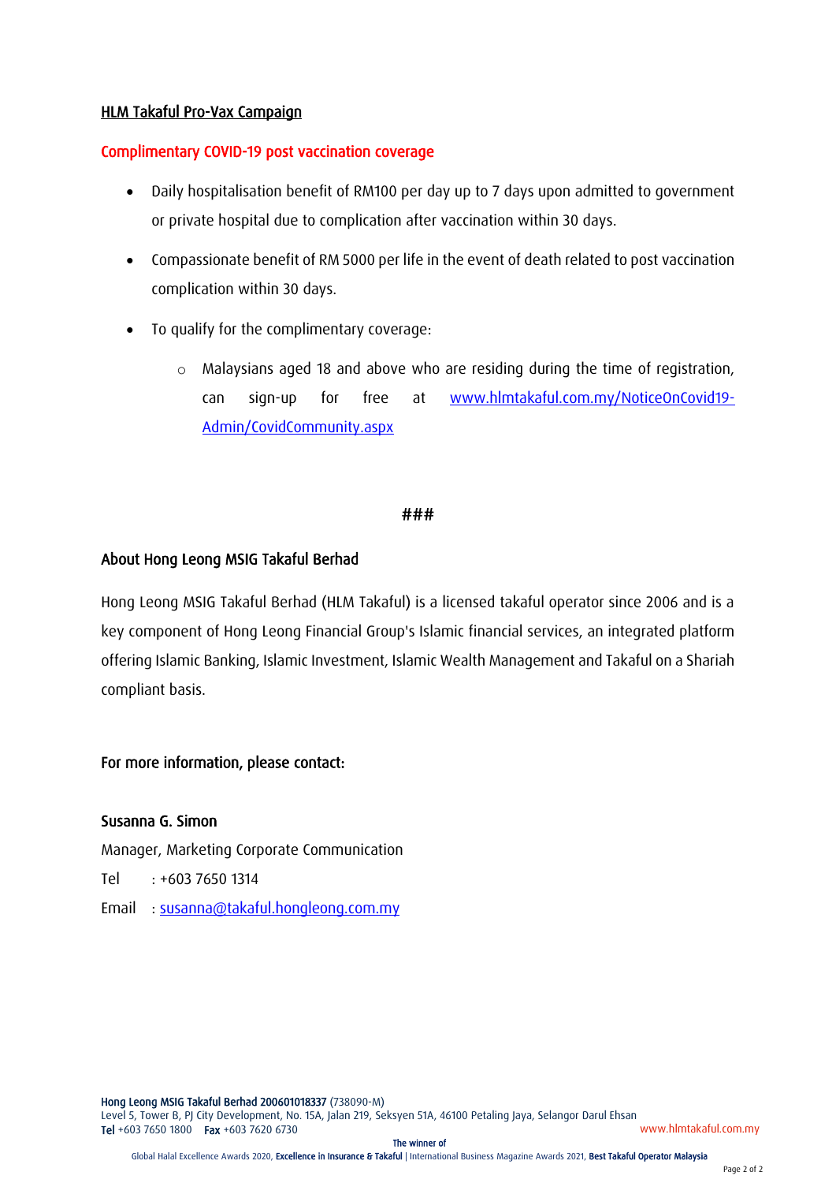## HLM Takaful Pro-Vax Campaign

**Complimentary COVID-19 post vaccination coverage**

- Daily hospitalisation benefit of RM100 per day up to 7 days upon admitted to government or private hospital due to complication after vaccination within 30 days.
- Compassionate benefit of RM 5000 per life in the event of death related to post vaccination complication within 30 days.
- To qualify for the complimentary coverage:
  - Malaysians aged 18 and above who are residing during the time of registration, can sign-up for free at www.hlmtakaful.com.my/NoticeOnCovid19-Admin/CovidCommunity.aspx

###

**About Hong Leong MSIG Takaful Berhad**

Hong Leong MSIG Takaful Berhad (HLM Takaful) is a licensed takaful operator since 2006 and is a key component of Hong Leong Financial Group's Islamic financial services, an integrated platform offering Islamic Banking, Islamic Investment, Islamic Wealth Management and Takaful on a Shariah compliant basis.

**For more information, please contact:**

**Susanna G. Simon**
Manager, Marketing Corporate Communication
Tel : +603 7650 1314
Email : susanna@takaful.hongleong.com.my

**Hong Leong MSIG Takaful Berhad 200601018337** (738090-M)
Level 5, Tower B, PJ City Development, No. 15A, Jalan 219, Seksyen 51A, 46100 Petaling Jaya, Selangor Darul Ehsan
**Tel** +603 7650 1800 **Fax** +603 7620 6730 www.hlmtakaful.com.my

**The winner of**
Global Halal Excellence Awards 2020, **Excellence in Insurance & Takaful** | International Business Magazine Awards 2021, **Best Takaful Operator Malaysia**